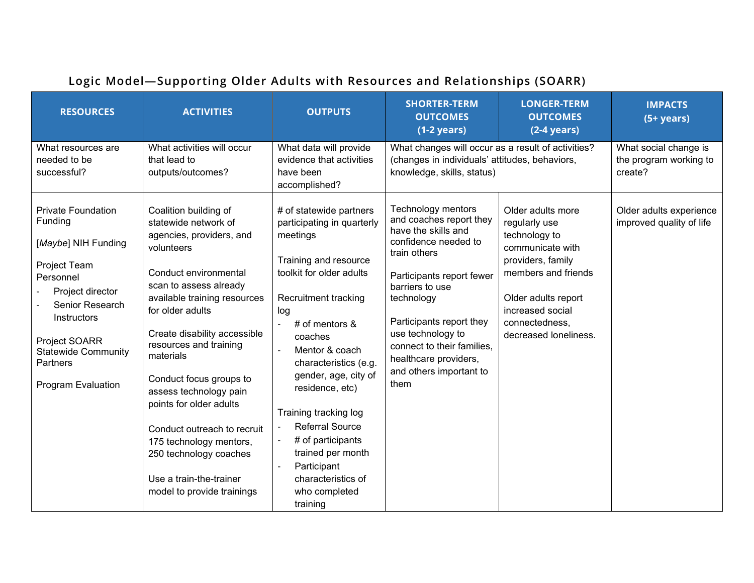## Logic Model—Supporting Older Adults with Resources and Relationships (SOARR)

| RESOURCES | ACTIVITIES | OUTPUTS | SHORTER-TERM OUTCOMES (1-2 years) | LONGER-TERM OUTCOMES (2-4 years) | IMPACTS (5+ years) |
|---|---|---|---|---|---|
| What resources are needed to be successful? | What activities will occur that lead to outputs/outcomes? | What data will provide evidence that activities have been accomplished? | What changes will occur as a result of activities? (changes in individuals' attitudes, behaviors, knowledge, skills, status) | | What social change is the program working to create? |
| Private Foundation Funding<br><br>[*Maybe*] NIH Funding<br><br>Project Team Personnel<br>- Project director<br>- Senior Research Instructors<br><br>Project SOARR Statewide Community Partners<br><br>Program Evaluation | Coalition building of statewide network of agencies, providers, and volunteers<br><br>Conduct environmental scan to assess already available training resources for older adults<br><br>Create disability accessible resources and training materials<br><br>Conduct focus groups to assess technology pain points for older adults<br><br>Conduct outreach to recruit 175 technology mentors, 250 technology coaches<br><br>Use a train-the-trainer model to provide trainings | # of statewide partners participating in quarterly meetings<br><br>Training and resource toolkit for older adults<br><br>Recruitment tracking log<br>- # of mentors & coaches<br>- Mentor & coach characteristics (e.g. gender, age, city of residence, etc)<br><br>Training tracking log<br>- Referral Source<br>- # of participants trained per month<br>- Participant characteristics of who completed training | Technology mentors and coaches report they have the skills and confidence needed to train others<br><br>Participants report fewer barriers to use technology<br><br>Participants report they use technology to connect to their families, healthcare providers, and others important to them | Older adults more regularly use technology to communicate with providers, family members and friends<br><br>Older adults report increased social connectedness, decreased loneliness. | Older adults experience improved quality of life |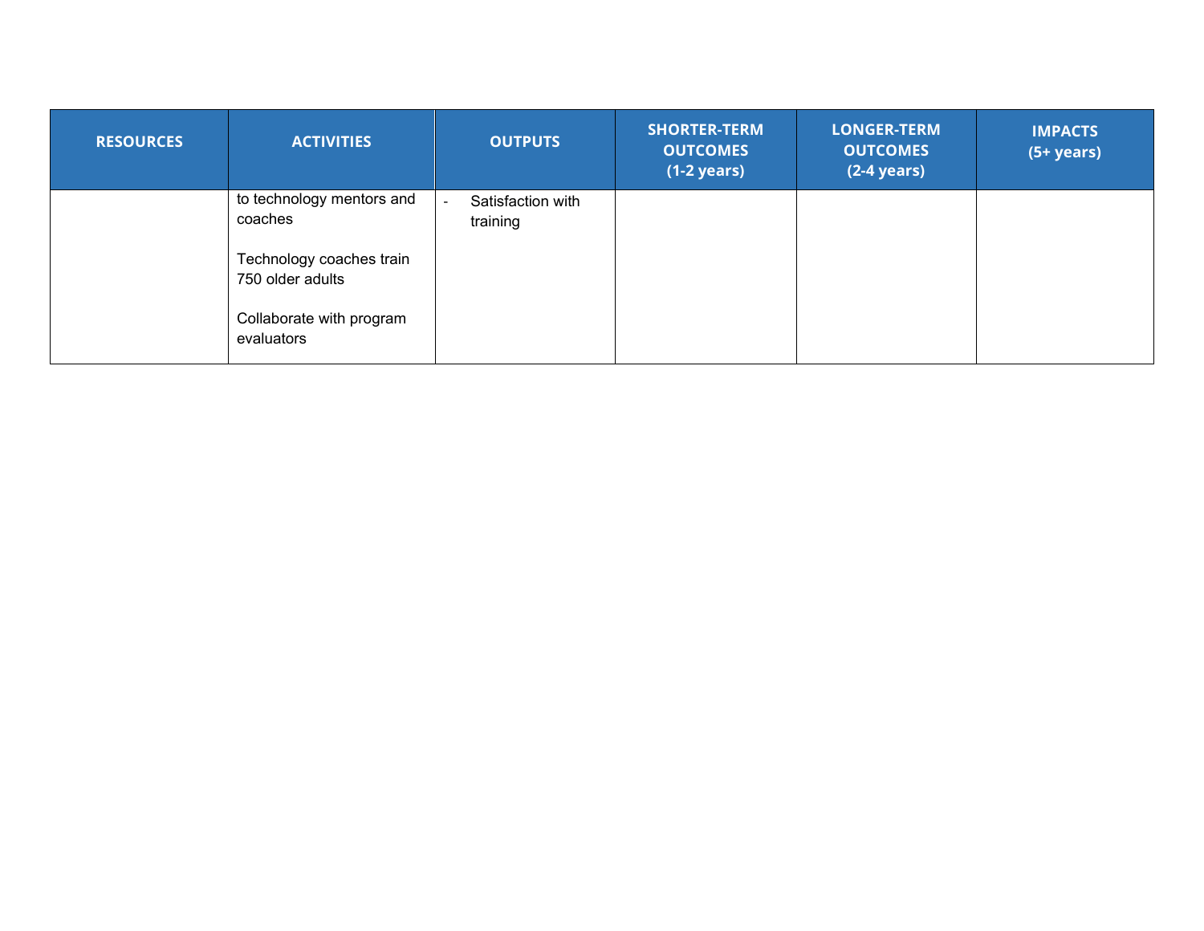| RESOURCES | ACTIVITIES | OUTPUTS | SHORTER-TERM OUTCOMES (1-2 years) | LONGER-TERM OUTCOMES (2-4 years) | IMPACTS (5+ years) |
|---|---|---|---|---|---|
| | to technology mentors and coaches<br><br>Technology coaches train 750 older adults<br><br>Collaborate with program evaluators | - Satisfaction with training | | | |